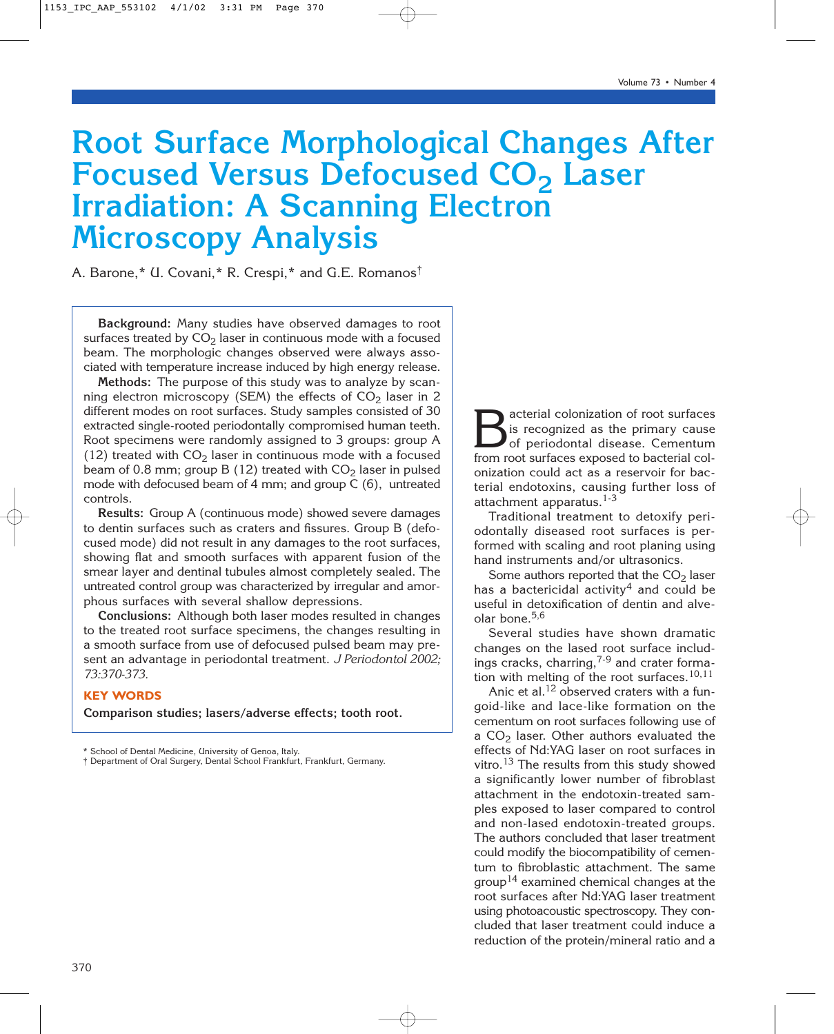# Root Surface Morphological Changes After Focused Versus Defocused $CO_2$ Laser Irradiation: A Scanning Electron Microscopy Analysis

A. Barone,* U. Covani,* R. Crespi,* and G.E. Romanos†

**Background:** Many studies have observed damages to root surfaces treated by $CO_2$ laser in continuous mode with a focused beam. The morphologic changes observed were always associated with temperature increase induced by high energy release.

**Methods:** The purpose of this study was to analyze by scanning electron microscopy (SEM) the effects of $CO_2$ laser in 2 different modes on root surfaces. Study samples consisted of 30 extracted single-rooted periodontally compromised human teeth. Root specimens were randomly assigned to 3 groups: group A (12) treated with $CO_2$ laser in continuous mode with a focused beam of 0.8 mm; group B (12) treated with $CO_2$ laser in pulsed mode with defocused beam of 4 mm; and group C (6), untreated controls.

**Results:** Group A (continuous mode) showed severe damages to dentin surfaces such as craters and fissures. Group B (defocused mode) did not result in any damages to the root surfaces, showing flat and smooth surfaces with apparent fusion of the smear layer and dentinal tubules almost completely sealed. The untreated control group was characterized by irregular and amorphous surfaces with several shallow depressions.

**Conclusions:** Although both laser modes resulted in changes to the treated root surface specimens, the changes resulting in a smooth surface from use of defocused pulsed beam may present an advantage in periodontal treatment. *J Periodontol 2002; 73:370-373.*

**KEY WORDS**

**Comparison studies; lasers/adverse effects; tooth root.**

\* School of Dental Medicine, University of Genoa, Italy.
† Department of Oral Surgery, Dental School Frankfurt, Frankfurt, Germany.

Bacterial colonization of root surfaces is recognized as the primary cause of periodontal disease. Cementum from root surfaces exposed to bacterial colonization could act as a reservoir for bacterial endotoxins, causing further loss of attachment apparatus.[1-3]

Traditional treatment to detoxify periodontally diseased root surfaces is performed with scaling and root planing using hand instruments and/or ultrasonics.

Some authors reported that the $CO_2$ laser has a bactericidal activity[4] and could be useful in detoxification of dentin and alveolar bone.[5,6]

Several studies have shown dramatic changes on the lased root surface includings cracks, charring,[7-9] and crater formation with melting of the root surfaces.[10,11]

Anic et al.[12] observed craters with a fungoid-like and lace-like formation on the cementum on root surfaces following use of a $CO_2$ laser. Other authors evaluated the effects of Nd:YAG laser on root surfaces in vitro.[13] The results from this study showed a significantly lower number of fibroblast attachment in the endotoxin-treated samples exposed to laser compared to control and non-lased endotoxin-treated groups. The authors concluded that laser treatment could modify the biocompatibility of cementum to fibroblastic attachment. The same group[14] examined chemical changes at the root surfaces after Nd:YAG laser treatment using photoacoustic spectroscopy. They concluded that laser treatment could induce a reduction of the protein/mineral ratio and a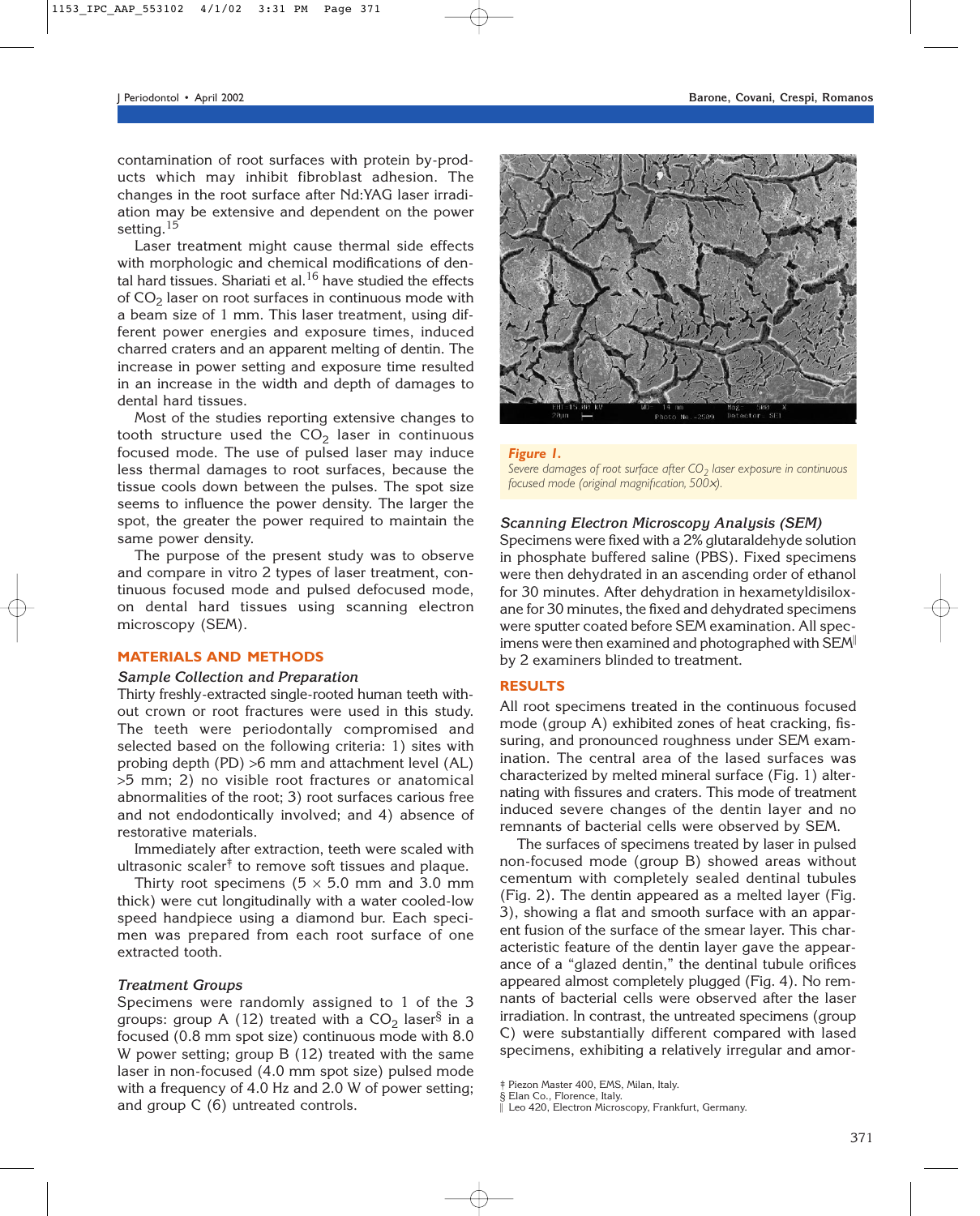contamination of root surfaces with protein by-products which may inhibit fibroblast adhesion. The changes in the root surface after Nd:YAG laser irradiation may be extensive and dependent on the power setting.[15]

Laser treatment might cause thermal side effects with morphologic and chemical modifications of dental hard tissues. Shariati et al.[16] have studied the effects of $CO_2$ laser on root surfaces in continuous mode with a beam size of 1 mm. This laser treatment, using different power energies and exposure times, induced charred craters and an apparent melting of dentin. The increase in power setting and exposure time resulted in an increase in the width and depth of damages to dental hard tissues.

Most of the studies reporting extensive changes to tooth structure used the $CO_2$ laser in continuous focused mode. The use of pulsed laser may induce less thermal damages to root surfaces, because the tissue cools down between the pulses. The spot size seems to influence the power density. The larger the spot, the greater the power required to maintain the same power density.

The purpose of the present study was to observe and compare in vitro 2 types of laser treatment, continuous focused mode and pulsed defocused mode, on dental hard tissues using scanning electron microscopy (SEM).

## MATERIALS AND METHODS

### Sample Collection and Preparation

Thirty freshly-extracted single-rooted human teeth without crown or root fractures were used in this study. The teeth were periodontally compromised and selected based on the following criteria: 1) sites with probing depth (PD) >6 mm and attachment level (AL) >5 mm; 2) no visible root fractures or anatomical abnormalities of the root; 3) root surfaces carious free and not endodontically involved; and 4) absence of restorative materials.

Immediately after extraction, teeth were scaled with ultrasonic scaler[‡] to remove soft tissues and plaque.

Thirty root specimens (5 × 5.0 mm and 3.0 mm thick) were cut longitudinally with a water cooled-low speed handpiece using a diamond bur. Each specimen was prepared from each root surface of one extracted tooth.

### Treatment Groups

Specimens were randomly assigned to 1 of the 3 groups: group A (12) treated with a $CO_2$ laser[§] in a focused (0.8 mm spot size) continuous mode with 8.0 W power setting; group B (12) treated with the same laser in non-focused (4.0 mm spot size) pulsed mode with a frequency of 4.0 Hz and 2.0 W of power setting; and group C (6) untreated controls.

***Figure 1.***
*Severe damages of root surface after $CO_2$ laser exposure in continuous focused mode (original magnification, 500×).*

### Scanning Electron Microscopy Analysis (SEM)

Specimens were fixed with a 2% glutaraldehyde solution in phosphate buffered saline (PBS). Fixed specimens were then dehydrated in an ascending order of ethanol for 30 minutes. After dehydration in hexametyldisiloxane for 30 minutes, the fixed and dehydrated specimens were sputter coated before SEM examination. All specimens were then examined and photographed with SEM[‖] by 2 examiners blinded to treatment.

## RESULTS

All root specimens treated in the continuous focused mode (group A) exhibited zones of heat cracking, fissuring, and pronounced roughness under SEM examination. The central area of the lased surfaces was characterized by melted mineral surface (Fig. 1) alternating with fissures and craters. This mode of treatment induced severe changes of the dentin layer and no remnants of bacterial cells were observed by SEM.

The surfaces of specimens treated by laser in pulsed non-focused mode (group B) showed areas without cementum with completely sealed dentinal tubules (Fig. 2). The dentin appeared as a melted layer (Fig. 3), showing a flat and smooth surface with an apparent fusion of the surface of the smear layer. This characteristic feature of the dentin layer gave the appearance of a "glazed dentin," the dentinal tubule orifices appeared almost completely plugged (Fig. 4). No remnants of bacterial cells were observed after the laser irradiation. In contrast, the untreated specimens (group C) were substantially different compared with lased specimens, exhibiting a relatively irregular and amor-

‡ Piezon Master 400, EMS, Milan, Italy.
§ Elan Co., Florence, Italy.
‖ Leo 420, Electron Microscopy, Frankfurt, Germany.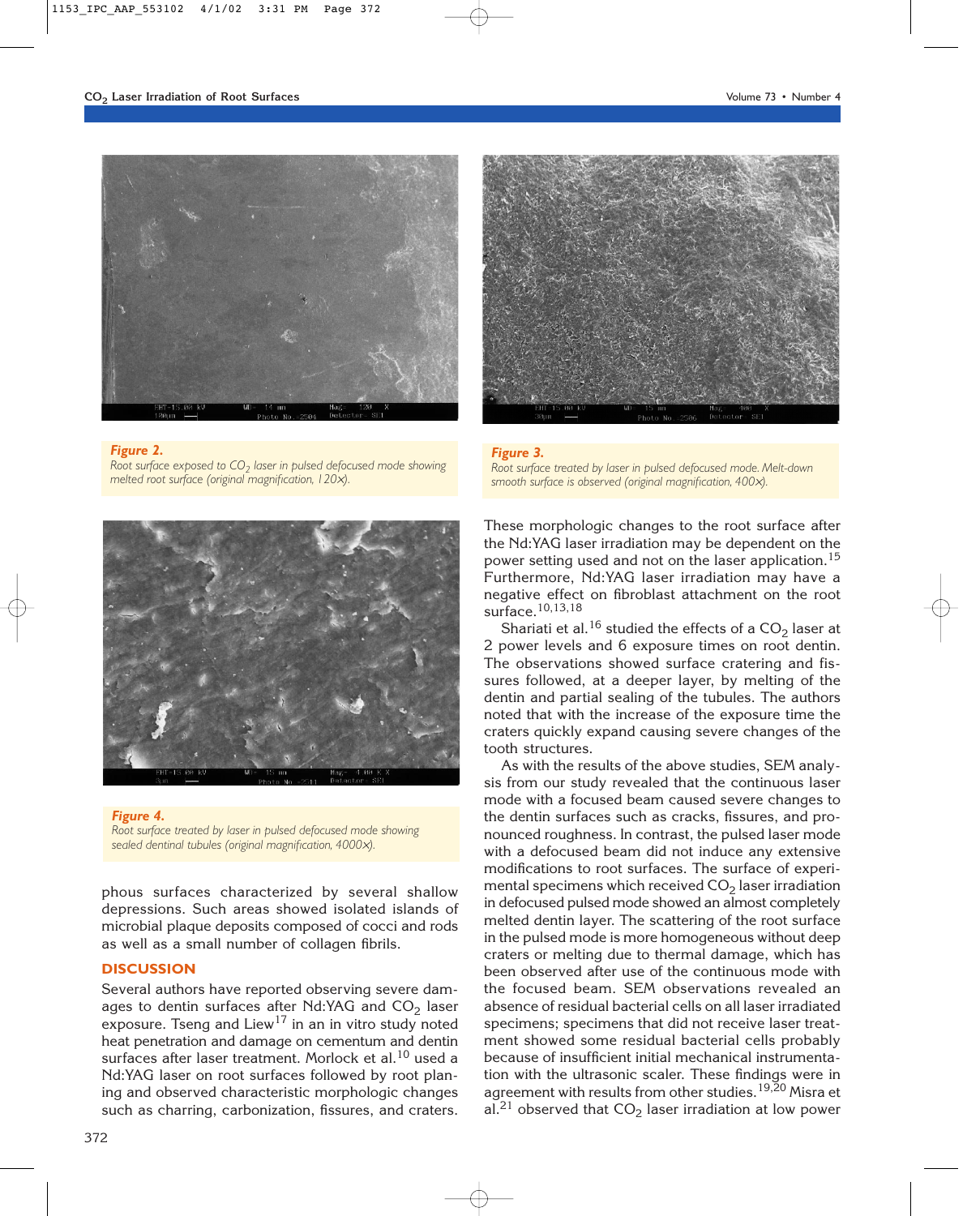Figure 2.
Root surface exposed to $CO_2$ laser in pulsed defocused mode showing melted root surface (original magnification, 120×).

Figure 3.
Root surface treated by laser in pulsed defocused mode. Melt-down smooth surface is observed (original magnification, 400×).

Figure 4.
Root surface treated by laser in pulsed defocused mode showing sealed dentinal tubules (original magnification, 4000×).

phous surfaces characterized by several shallow depressions. Such areas showed isolated islands of microbial plaque deposits composed of cocci and rods as well as a small number of collagen fibrils.

## DISCUSSION

Several authors have reported observing severe damages to dentin surfaces after Nd:YAG and $CO_2$ laser exposure. Tseng and Liew[17] in an in vitro study noted heat penetration and damage on cementum and dentin surfaces after laser treatment. Morlock et al.[10] used a Nd:YAG laser on root surfaces followed by root planing and observed characteristic morphologic changes such as charring, carbonization, fissures, and craters. These morphologic changes to the root surface after the Nd:YAG laser irradiation may be dependent on the power setting used and not on the laser application.[15] Furthermore, Nd:YAG laser irradiation may have a negative effect on fibroblast attachment on the root surface.[10,13,18]

Shariati et al.[16] studied the effects of a $CO_2$ laser at 2 power levels and 6 exposure times on root dentin. The observations showed surface cratering and fissures followed, at a deeper layer, by melting of the dentin and partial sealing of the tubules. The authors noted that with the increase of the exposure time the craters quickly expand causing severe changes of the tooth structures.

As with the results of the above studies, SEM analysis from our study revealed that the continuous laser mode with a focused beam caused severe changes to the dentin surfaces such as cracks, fissures, and pronounced roughness. In contrast, the pulsed laser mode with a defocused beam did not induce any extensive modifications to root surfaces. The surface of experimental specimens which received $CO_2$ laser irradiation in defocused pulsed mode showed an almost completely melted dentin layer. The scattering of the root surface in the pulsed mode is more homogeneous without deep craters or melting due to thermal damage, which has been observed after use of the continuous mode with the focused beam. SEM observations revealed an absence of residual bacterial cells on all laser irradiated specimens; specimens that did not receive laser treatment showed some residual bacterial cells probably because of insufficient initial mechanical instrumentation with the ultrasonic scaler. These findings were in agreement with results from other studies.[19,20] Misra et al.[21] observed that $CO_2$ laser irradiation at low power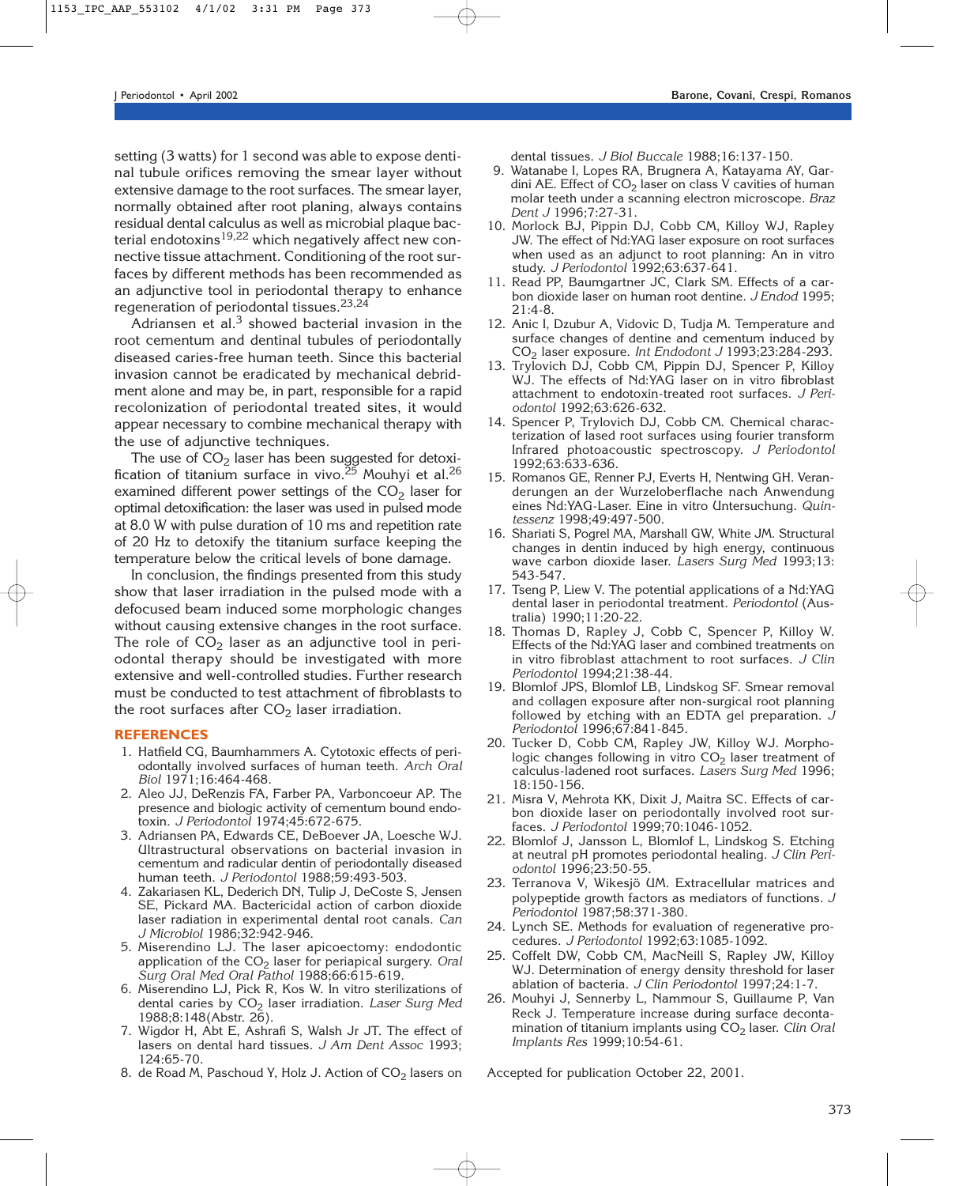setting (3 watts) for 1 second was able to expose dentinal tubule orifices removing the smear layer without extensive damage to the root surfaces. The smear layer, normally obtained after root planing, always contains residual dental calculus as well as microbial plaque bacterial endotoxins[19,22] which negatively affect new connective tissue attachment. Conditioning of the root surfaces by different methods has been recommended as an adjunctive tool in periodontal therapy to enhance regeneration of periodontal tissues.[23,24]

Adriansen et al.[3] showed bacterial invasion in the root cementum and dentinal tubules of periodontally diseased caries-free human teeth. Since this bacterial invasion cannot be eradicated by mechanical debridment alone and may be, in part, responsible for a rapid recolonization of periodontal treated sites, it would appear necessary to combine mechanical therapy with the use of adjunctive techniques.

The use of $CO_2$ laser has been suggested for detoxification of titanium surface in vivo.[25] Mouhyi et al.[26] examined different power settings of the $CO_2$ laser for optimal detoxification: the laser was used in pulsed mode at 8.0 W with pulse duration of 10 ms and repetition rate of 20 Hz to detoxify the titanium surface keeping the temperature below the critical levels of bone damage.

In conclusion, the findings presented from this study show that laser irradiation in the pulsed mode with a defocused beam induced some morphologic changes without causing extensive changes in the root surface. The role of $CO_2$ laser as an adjunctive tool in periodontal therapy should be investigated with more extensive and well-controlled studies. Further research must be conducted to test attachment of fibroblasts to the root surfaces after $CO_2$ laser irradiation.

## REFERENCES

1. Hatfield CG, Baumhammers A. Cytotoxic effects of periodontally involved surfaces of human teeth. *Arch Oral Biol* 1971;16:464-468.
2. Aleo JJ, DeRenzis FA, Farber PA, Varboncoeur AP. The presence and biologic activity of cementum bound endotoxin. *J Periodontol* 1974;45:672-675.
3. Adriansen PA, Edwards CE, DeBoever JA, Loesche WJ. Ultrastructural observations on bacterial invasion in cementum and radicular dentin of periodontally diseased human teeth. *J Periodontol* 1988;59:493-503.
4. Zakariasen KL, Dederich DN, Tulip J, DeCoste S, Jensen SE, Pickard MA. Bactericidal action of carbon dioxide laser radiation in experimental dental root canals. *Can J Microbiol* 1986;32:942-946.
5. Miserendino LJ. The laser apicoectomy: endodontic application of the $CO_2$ laser for periapical surgery. *Oral Surg Oral Med Oral Pathol* 1988;66:615-619.
6. Miserendino LJ, Pick R, Kos W. In vitro sterilizations of dental caries by $CO_2$ laser irradiation. *Laser Surg Med* 1988;8:148(Abstr. 26).
7. Wigdor H, Abt E, Ashrafi S, Walsh Jr JT. The effect of lasers on dental hard tissues. *J Am Dent Assoc* 1993; 124:65-70.
8. de Road M, Paschoud Y, Holz J. Action of $CO_2$ lasers on dental tissues. *J Biol Buccale* 1988;16:137-150.
9. Watanabe I, Lopes RA, Brugnera A, Katayama AY, Gardini AE. Effect of $CO_2$ laser on class V cavities of human molar teeth under a scanning electron microscope. *Braz Dent J* 1996;7:27-31.
10. Morlock BJ, Pippin DJ, Cobb CM, Killoy WJ, Rapley JW. The effect of Nd:YAG laser exposure on root surfaces when used as an adjunct to root planning: An in vitro study. *J Periodontol* 1992;63:637-641.
11. Read PP, Baumgartner JC, Clark SM. Effects of a carbon dioxide laser on human root dentine. *J Endod* 1995; 21:4-8.
12. Anic I, Dzubur A, Vidovic D, Tudja M. Temperature and surface changes of dentine and cementum induced by $CO_2$ laser exposure. *Int Endodont J* 1993;23:284-293.
13. Trylovich DJ, Cobb CM, Pippin DJ, Spencer P, Killoy WJ. The effects of Nd:YAG laser on in vitro fibroblast attachment to endotoxin-treated root surfaces. *J Periodontol* 1992;63:626-632.
14. Spencer P, Trylovich DJ, Cobb CM. Chemical characterization of lased root surfaces using fourier transform Infrared photoacoustic spectroscopy. *J Periodontol* 1992;63:633-636.
15. Romanos GE, Renner PJ, Everts H, Nentwing GH. Veranderungen an der Wurzeloberflache nach Anwendung eines Nd:YAG-Laser. Eine in vitro Untersuchung. *Quintessenz* 1998;49:497-500.
16. Shariati S, Pogrel MA, Marshall GW, White JM. Structural changes in dentin induced by high energy, continuous wave carbon dioxide laser. *Lasers Surg Med* 1993;13: 543-547.
17. Tseng P, Liew V. The potential applications of a Nd:YAG dental laser in periodontal treatment. *Periodontol* (Australia) 1990;11:20-22.
18. Thomas D, Rapley J, Cobb C, Spencer P, Killoy W. Effects of the Nd:YAG laser and combined treatments on in vitro fibroblast attachment to root surfaces. *J Clin Periodontol* 1994;21:38-44.
19. Blomlof JPS, Blomlof LB, Lindskog SF. Smear removal and collagen exposure after non-surgical root planning followed by etching with an EDTA gel preparation. *J Periodontol* 1996;67:841-845.
20. Tucker D, Cobb CM, Rapley JW, Killoy WJ. Morphologic changes following in vitro $CO_2$ laser treatment of calculus-ladened root surfaces. *Lasers Surg Med* 1996; 18:150-156.
21. Misra V, Mehrota KK, Dixit J, Maitra SC. Effects of carbon dioxide laser on periodontally involved root surfaces. *J Periodontol* 1999;70:1046-1052.
22. Blomlof J, Jansson L, Blomlof L, Lindskog S. Etching at neutral pH promotes periodontal healing. *J Clin Periodontol* 1996;23:50-55.
23. Terranova V, Wikesjö UM. Extracellular matrices and polypeptide growth factors as mediators of functions. *J Periodontol* 1987;58:371-380.
24. Lynch SE. Methods for evaluation of regenerative procedures. *J Periodontol* 1992;63:1085-1092.
25. Coffelt DW, Cobb CM, MacNeill S, Rapley JW, Killoy WJ. Determination of energy density threshold for laser ablation of bacteria. *J Clin Periodontol* 1997;24:1-7.
26. Mouhyi J, Sennerby L, Nammour S, Guillaume P, Van Reck J. Temperature increase during surface decontamination of titanium implants using $CO_2$ laser. *Clin Oral Implants Res* 1999;10:54-61.

Accepted for publication October 22, 2001.